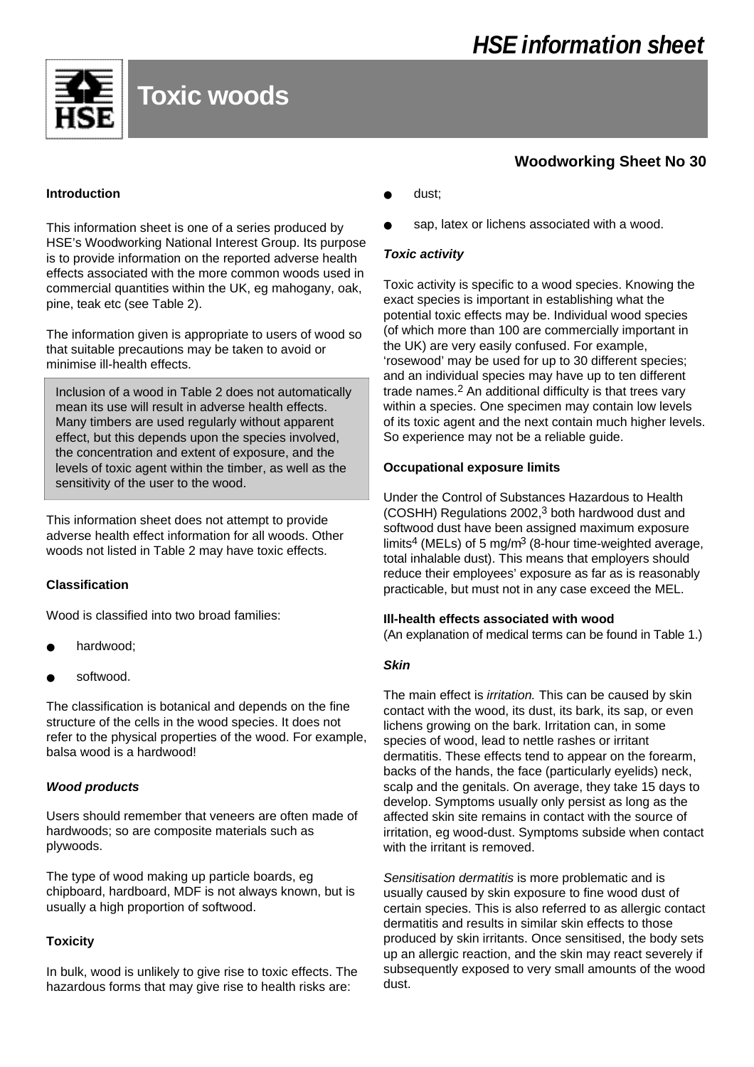# HSE information sheet

# Toxic woods

**Woodworking Sheet No 30**

### Introduction

This information sheet is one of a series produced by HSE's Woodworking National Interest Group. Its purpose is to provide information on the reported adverse health effects associated with the more common woods used in commercial quantities within the UK, eg mahogany, oak, pine, teak etc (see Table 2).

The information given is appropriate to users of wood so that suitable precautions may be taken to avoid or minimise ill-health effects.

> Inclusion of a wood in Table 2 does not automatically mean its use will result in adverse health effects. Many timbers are used regularly without apparent effect, but this depends upon the species involved, the concentration and extent of exposure, and the levels of toxic agent within the timber, as well as the sensitivity of the user to the wood.

This information sheet does not attempt to provide adverse health effect information for all woods. Other woods not listed in Table 2 may have toxic effects.

### Classification

Wood is classified into two broad families:

- hardwood;
- softwood.

The classification is botanical and depends on the fine structure of the cells in the wood species. It does not refer to the physical properties of the wood. For example, balsa wood is a hardwood!

#### *Wood products*

Users should remember that veneers are often made of hardwoods; so are composite materials such as plywoods.

The type of wood making up particle boards, eg chipboard, hardboard, MDF is not always known, but is usually a high proportion of softwood.

### Toxicity

In bulk, wood is unlikely to give rise to toxic effects. The hazardous forms that may give rise to health risks are:

- dust;
- sap, latex or lichens associated with a wood.

#### *Toxic activity*

Toxic activity is specific to a wood species. Knowing the exact species is important in establishing what the potential toxic effects may be. Individual wood species (of which more than 100 are commercially important in the UK) are very easily confused. For example, 'rosewood' may be used for up to 30 different species; and an individual species may have up to ten different trade names.[2] An additional difficulty is that trees vary within a species. One specimen may contain low levels of its toxic agent and the next contain much higher levels. So experience may not be a reliable guide.

### Occupational exposure limits

Under the Control of Substances Hazardous to Health (COSHH) Regulations 2002,[3] both hardwood dust and softwood dust have been assigned maximum exposure limits[4] (MELs) of 5 mg/m$^3$ (8-hour time-weighted average, total inhalable dust). This means that employers should reduce their employees' exposure as far as is reasonably practicable, but must not in any case exceed the MEL.

### Ill-health effects associated with wood

(An explanation of medical terms can be found in Table 1.)

#### *Skin*

The main effect is *irritation.* This can be caused by skin contact with the wood, its dust, its bark, its sap, or even lichens growing on the bark. Irritation can, in some species of wood, lead to nettle rashes or irritant dermatitis. These effects tend to appear on the forearm, backs of the hands, the face (particularly eyelids) neck, scalp and the genitals. On average, they take 15 days to develop. Symptoms usually only persist as long as the affected skin site remains in contact with the source of irritation, eg wood-dust. Symptoms subside when contact with the irritant is removed.

*Sensitisation dermatitis* is more problematic and is usually caused by skin exposure to fine wood dust of certain species. This is also referred to as allergic contact dermatitis and results in similar skin effects to those produced by skin irritants. Once sensitised, the body sets up an allergic reaction, and the skin may react severely if subsequently exposed to very small amounts of the wood dust.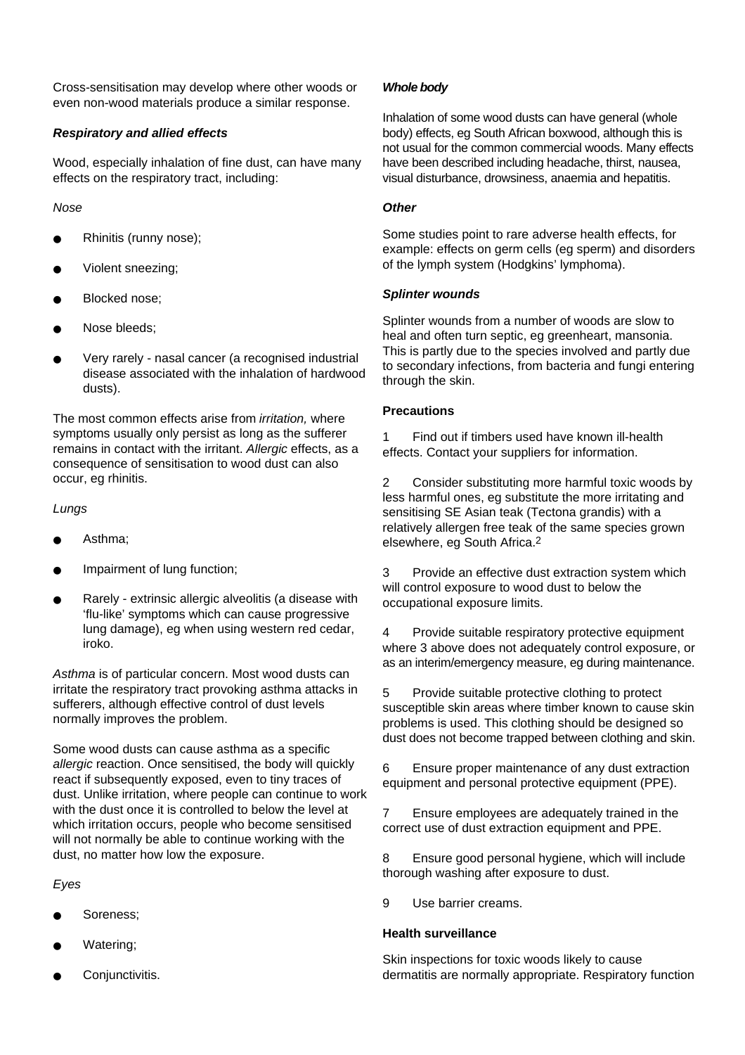Cross-sensitisation may develop where other woods or even non-wood materials produce a similar response.

***Respiratory and allied effects***

Wood, especially inhalation of fine dust, can have many effects on the respiratory tract, including:

*Nose*

- Rhinitis (runny nose);
- Violent sneezing;
- Blocked nose;
- Nose bleeds;
- Very rarely - nasal cancer (a recognised industrial disease associated with the inhalation of hardwood dusts).

The most common effects arise from *irritation,* where symptoms usually only persist as long as the sufferer remains in contact with the irritant. *Allergic* effects, as a consequence of sensitisation to wood dust can also occur, eg rhinitis.

*Lungs*

- Asthma;
- Impairment of lung function;
- Rarely - extrinsic allergic alveolitis (a disease with 'flu-like' symptoms which can cause progressive lung damage), eg when using western red cedar, iroko.

*Asthma* is of particular concern. Most wood dusts can irritate the respiratory tract provoking asthma attacks in sufferers, although effective control of dust levels normally improves the problem.

Some wood dusts can cause asthma as a specific *allergic* reaction. Once sensitised, the body will quickly react if subsequently exposed, even to tiny traces of dust. Unlike irritation, where people can continue to work with the dust once it is controlled to below the level at which irritation occurs, people who become sensitised will not normally be able to continue working with the dust, no matter how low the exposure.

*Eyes*

- Soreness;
- Watering;
- Conjunctivitis.

***Whole body***

Inhalation of some wood dusts can have general (whole body) effects, eg South African boxwood, although this is not usual for the common commercial woods. Many effects have been described including headache, thirst, nausea, visual disturbance, drowsiness, anaemia and hepatitis.

***Other***

Some studies point to rare adverse health effects, for example: effects on germ cells (eg sperm) and disorders of the lymph system (Hodgkins' lymphoma).

***Splinter wounds***

Splinter wounds from a number of woods are slow to heal and often turn septic, eg greenheart, mansonia. This is partly due to the species involved and partly due to secondary infections, from bacteria and fungi entering through the skin.

**Precautions**

1 Find out if timbers used have known ill-health effects. Contact your suppliers for information.

2 Consider substituting more harmful toxic woods by less harmful ones, eg substitute the more irritating and sensitising SE Asian teak (Tectona grandis) with a relatively allergen free teak of the same species grown elsewhere, eg South Africa.[2]

3 Provide an effective dust extraction system which will control exposure to wood dust to below the occupational exposure limits.

4 Provide suitable respiratory protective equipment where 3 above does not adequately control exposure, or as an interim/emergency measure, eg during maintenance.

5 Provide suitable protective clothing to protect susceptible skin areas where timber known to cause skin problems is used. This clothing should be designed so dust does not become trapped between clothing and skin.

6 Ensure proper maintenance of any dust extraction equipment and personal protective equipment (PPE).

7 Ensure employees are adequately trained in the correct use of dust extraction equipment and PPE.

8 Ensure good personal hygiene, which will include thorough washing after exposure to dust.

9 Use barrier creams.

**Health surveillance**

Skin inspections for toxic woods likely to cause dermatitis are normally appropriate. Respiratory function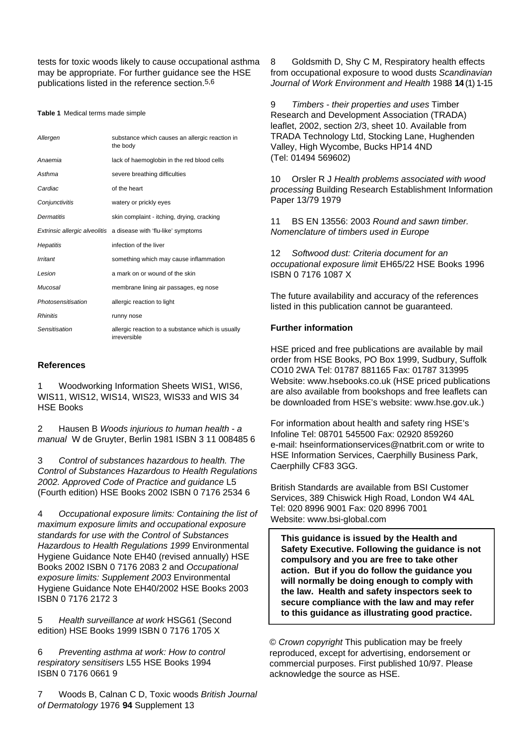tests for toxic woods likely to cause occupational asthma may be appropriate. For further guidance see the HSE publications listed in the reference section.[5,6]

**Table 1** Medical terms made simple

| | |
|---|---|
| *Allergen* | substance which causes an allergic reaction in the body |
| *Anaemia* | lack of haemoglobin in the red blood cells |
| *Asthma* | severe breathing difficulties |
| *Cardiac* | of the heart |
| *Conjunctivitis* | watery or prickly eyes |
| *Dermatitis* | skin complaint - itching, drying, cracking |
| *Extrinsic allergic alveolitis* | a disease with 'flu-like' symptoms |
| *Hepatitis* | infection of the liver |
| *Irritant* | something which may cause inflammation |
| *Lesion* | a mark on or wound of the skin |
| *Mucosal* | membrane lining air passages, eg nose |
| *Photosensitisation* | allergic reaction to light |
| *Rhinitis* | runny nose |
| *Sensitisation* | allergic reaction to a substance which is usually irreversible |

## References

1 Woodworking Information Sheets WIS1, WIS6, WIS11, WIS12, WIS14, WIS23, WIS33 and WIS 34 HSE Books

2 Hausen B *Woods injurious to human health - a manual* W de Gruyter, Berlin 1981 ISBN 3 11 008485 6

3 *Control of substances hazardous to health. The Control of Substances Hazardous to Health Regulations 2002. Approved Code of Practice and guidance* L5 (Fourth edition) HSE Books 2002 ISBN 0 7176 2534 6

4 *Occupational exposure limits: Containing the list of maximum exposure limits and occupational exposure standards for use with the Control of Substances Hazardous to Health Regulations 1999* Environmental Hygiene Guidance Note EH40 (revised annually) HSE Books 2002 ISBN 0 7176 2083 2 and *Occupational exposure limits: Supplement 2003* Environmental Hygiene Guidance Note EH40/2002 HSE Books 2003 ISBN 0 7176 2172 3

5 *Health surveillance at work* HSG61 (Second edition) HSE Books 1999 ISBN 0 7176 1705 X

6 *Preventing asthma at work: How to control respiratory sensitisers* L55 HSE Books 1994 ISBN 0 7176 0661 9

7 Woods B, Calnan C D, Toxic woods *British Journal of Dermatology* 1976 **94** Supplement 13

8 Goldsmith D, Shy C M, Respiratory health effects from occupational exposure to wood dusts *Scandinavian Journal of Work Environment and Health* 1988 **14** (1) 1-15

9 *Timbers - their properties and uses* Timber Research and Development Association (TRADA) leaflet, 2002, section 2/3, sheet 10. Available from TRADA Technology Ltd, Stocking Lane, Hughenden Valley, High Wycombe, Bucks HP14 4ND (Tel: 01494 569602)

10 Orsler R J *Health problems associated with wood processing* Building Research Establishment Information Paper 13/79 1979

11 BS EN 13556: 2003 *Round and sawn timber. Nomenclature of timbers used in Europe*

12 *Softwood dust: Criteria document for an occupational exposure limit* EH65/22 HSE Books 1996 ISBN 0 7176 1087 X

The future availability and accuracy of the references listed in this publication cannot be guaranteed.

## Further information

HSE priced and free publications are available by mail order from HSE Books, PO Box 1999, Sudbury, Suffolk CO10 2WA Tel: 01787 881165 Fax: 01787 313995 Website: www.hsebooks.co.uk (HSE priced publications are also available from bookshops and free leaflets can be downloaded from HSE's website: www.hse.gov.uk.)

For information about health and safety ring HSE's Infoline Tel: 08701 545500 Fax: 02920 859260 e-mail: hseinformationservices@natbrit.com or write to HSE Information Services, Caerphilly Business Park, Caerphilly CF83 3GG.

British Standards are available from BSI Customer Services, 389 Chiswick High Road, London W4 4AL Tel: 020 8996 9001 Fax: 020 8996 7001 Website: www.bsi-global.com

**This guidance is issued by the Health and Safety Executive. Following the guidance is not compulsory and you are free to take other action. But if you do follow the guidance you will normally be doing enough to comply with the law. Health and safety inspectors seek to secure compliance with the law and may refer to this guidance as illustrating good practice.**

© *Crown copyright* This publication may be freely reproduced, except for advertising, endorsement or commercial purposes. First published 10/97. Please acknowledge the source as HSE.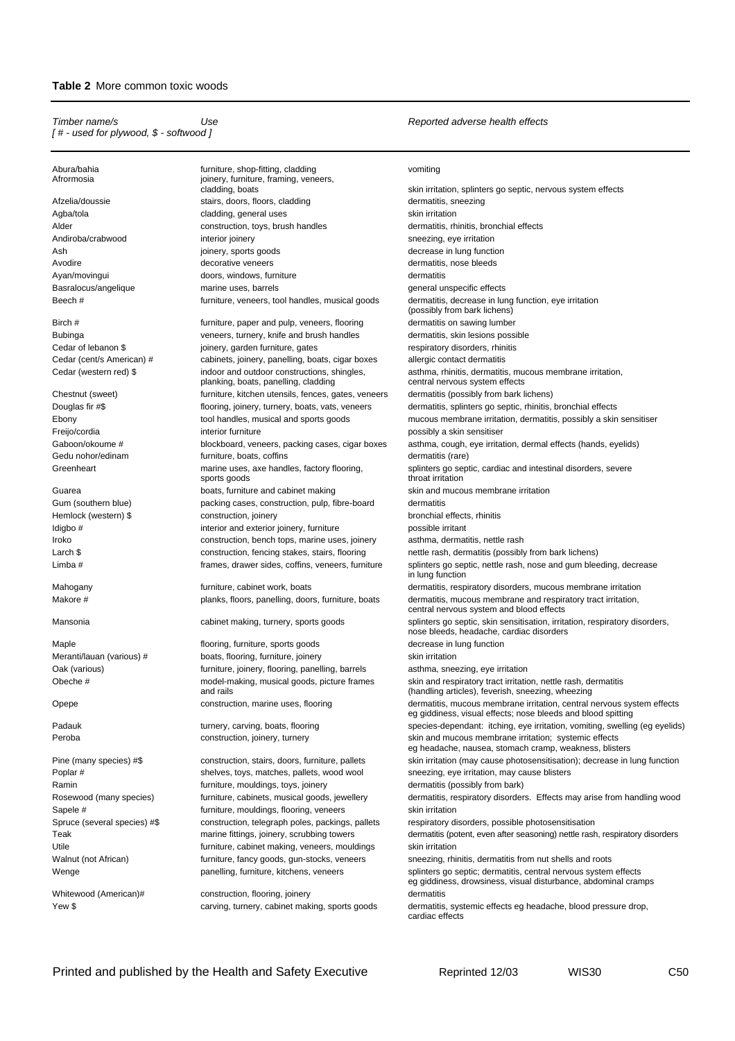**Table 2** More common toxic woods

| *Timber name/s [ # - used for plywood, $ - softwood ]* | *Use* | *Reported adverse health effects* |
|---|---|---|
| Abura/bahia | furniture, shop-fitting, cladding | vomiting |
| Afrormosia | joinery, furniture, framing, veneers, cladding, boats | skin irritation, splinters go septic, nervous system effects |
| Afzelia/doussie | stairs, doors, floors, cladding | dermatitis, sneezing |
| Agba/tola | cladding, general uses | skin irritation |
| Alder | construction, toys, brush handles | dermatitis, rhinitis, bronchial effects |
| Andiroba/crabwood | interior joinery | sneezing, eye irritation |
| Ash | joinery, sports goods | decrease in lung function |
| Avodire | decorative veneers | dermatitis, nose bleeds |
| Ayan/movingui | doors, windows, furniture | dermatitis |
| Basralocus/angelique | marine uses, barrels | general unspecific effects |
| Beech # | furniture, veneers, tool handles, musical goods | dermatitis, decrease in lung function, eye irritation (possibly from bark lichens) |
| Birch # | furniture, paper and pulp, veneers, flooring | dermatitis on sawing lumber |
| Bubinga | veneers, turnery, knife and brush handles | dermatitis, skin lesions possible |
| Cedar of lebanon $ | joinery, garden furniture, gates | respiratory disorders, rhinitis |
| Cedar (cent/s American) # | cabinets, joinery, panelling, boats, cigar boxes | allergic contact dermatitis |
| Cedar (western red) $ | indoor and outdoor constructions, shingles, planking, boats, panelling, cladding | asthma, rhinitis, dermatitis, mucous membrane irritation, central nervous system effects |
| Chestnut (sweet) | furniture, kitchen utensils, fences, gates, veneers | dermatitis (possibly from bark lichens) |
| Douglas fir #$ | flooring, joinery, turnery, boats, vats, veneers | dermatitis, splinters go septic, rhinitis, bronchial effects |
| Ebony | tool handles, musical and sports goods | mucous membrane irritation, dermatitis, possibly a skin sensitiser |
| Freijo/cordia | interior furniture | possibly a skin sensitiser |
| Gaboon/okoume # | blockboard, veneers, packing cases, cigar boxes | asthma, cough, eye irritation, dermal effects (hands, eyelids) |
| Gedu nohor/edinam | furniture, boats, coffins | dermatitis (rare) |
| Greenheart | marine uses, axe handles, factory flooring, sports goods | splinters go septic, cardiac and intestinal disorders, severe throat irritation |
| Guarea | boats, furniture and cabinet making | skin and mucous membrane irritation |
| Gum (southern blue) | packing cases, construction, pulp, fibre-board | dermatitis |
| Hemlock (western) $ | construction, joinery | bronchial effects, rhinitis |
| Idigbo # | interior and exterior joinery, furniture | possible irritant |
| Iroko | construction, bench tops, marine uses, joinery | asthma, dermatitis, nettle rash |
| Larch $ | construction, fencing stakes, stairs, flooring | nettle rash, dermatitis (possibly from bark lichens) |
| Limba # | frames, drawer sides, coffins, veneers, furniture | splinters go septic, nettle rash, nose and gum bleeding, decrease in lung function |
| Mahogany | furniture, cabinet work, boats | dermatitis, respiratory disorders, mucous membrane irritation |
| Makore # | planks, floors, panelling, doors, furniture, boats | dermatitis, mucous membrane and respiratory tract irritation, central nervous system and blood effects |
| Mansonia | cabinet making, turnery, sports goods | splinters go septic, skin sensitisation, irritation, respiratory disorders, nose bleeds, headache, cardiac disorders |
| Maple | flooring, furniture, sports goods | decrease in lung function |
| Meranti/lauan (various) # | boats, flooring, furniture, joinery | skin irritation |
| Oak (various) | furniture, joinery, flooring, panelling, barrels | asthma, sneezing, eye irritation |
| Obeche # | model-making, musical goods, picture frames and rails | skin and respiratory tract irritation, nettle rash, dermatitis (handling articles), feverish, sneezing, wheezing |
| Opepe | construction, marine uses, flooring | dermatitis, mucous membrane irritation, central nervous system effects eg giddiness, visual effects; nose bleeds and blood spitting |
| Padauk | turnery, carving, boats, flooring | species-dependant: itching, eye irritation, vomiting, swelling (eg eyelids) |
| Peroba | construction, joinery, turnery | skin and mucous membrane irritation; systemic effects eg headache, nausea, stomach cramp, weakness, blisters |
| Pine (many species) #$ | construction, stairs, doors, furniture, pallets | skin irritation (may cause photosensitisation); decrease in lung function |
| Poplar # | shelves, toys, matches, pallets, wood wool | sneezing, eye irritation, may cause blisters |
| Ramin | furniture, mouldings, toys, joinery | dermatitis (possibly from bark) |
| Rosewood (many species) | furniture, cabinets, musical goods, jewellery | dermatitis, respiratory disorders. Effects may arise from handling wood |
| Sapele # | furniture, mouldings, flooring, veneers | skin irritation |
| Spruce (several species) #$ | construction, telegraph poles, packings, pallets | respiratory disorders, possible photosensitisation |
| Teak | marine fittings, joinery, scrubbing towers | dermatitis (potent, even after seasoning) nettle rash, respiratory disorders |
| Utile | furniture, cabinet making, veneers, mouldings | skin irritation |
| Walnut (not African) | furniture, fancy goods, gun-stocks, veneers | sneezing, rhinitis, dermatitis from nut shells and roots |
| Wenge | panelling, furniture, kitchens, veneers | splinters go septic; dermatitis, central nervous system effects eg giddiness, drowsiness, visual disturbance, abdominal cramps |
| Whitewood (American)# | construction, flooring, joinery | dermatitis |
| Yew $ | carving, turnery, cabinet making, sports goods | dermatitis, systemic effects eg headache, blood pressure drop, cardiac effects |

Printed and published by the Health and Safety Executive Reprinted 12/03 WIS30 C50